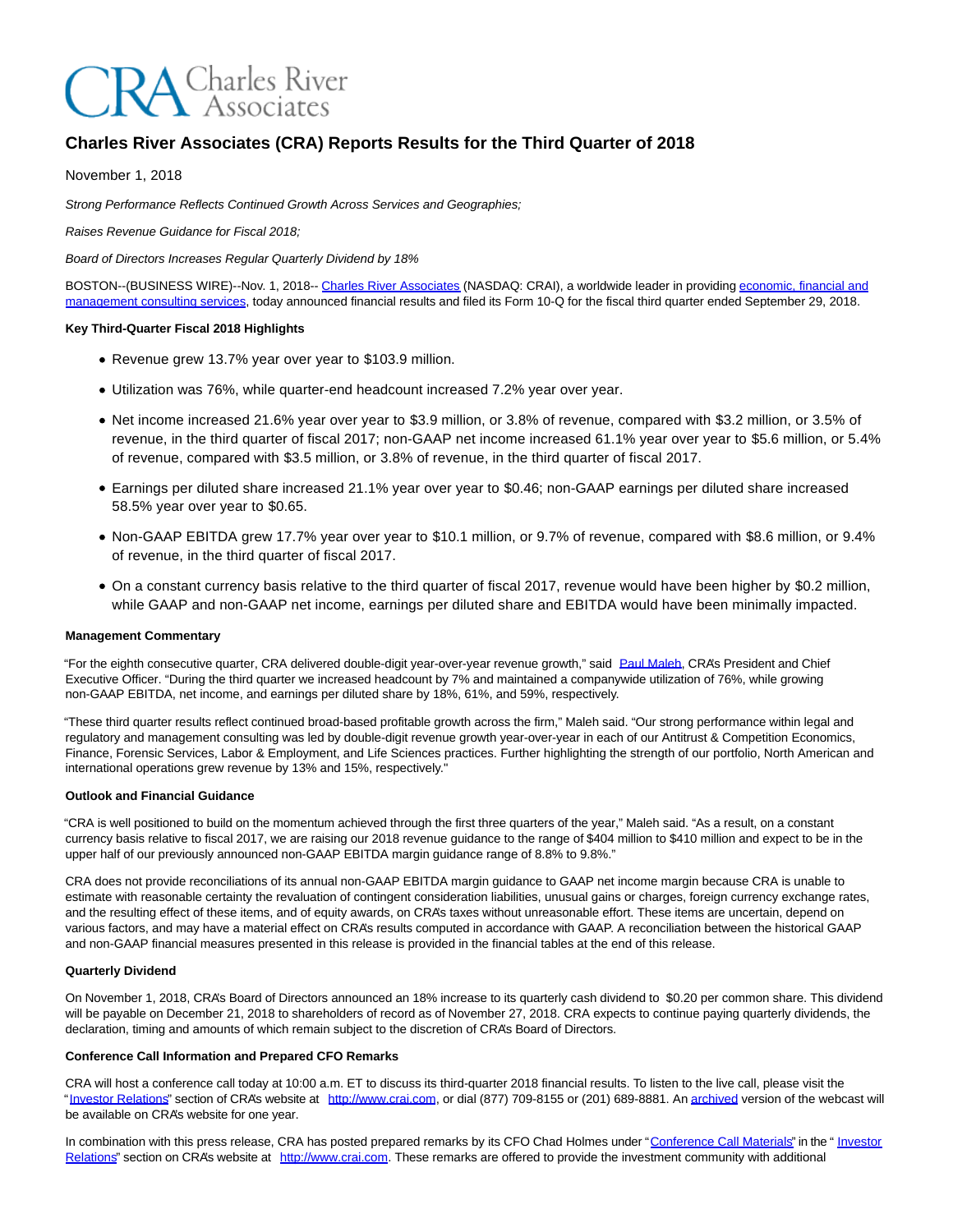# Charles River Associates (CRA) Reports Results for the Third Quarter of 2018

November 1, 2018

*Strong Performance Reflects Continued Growth Across Services and Geographies;*

*Raises Revenue Guidance for Fiscal 2018;*

*Board of Directors Increases Regular Quarterly Dividend by 18%*

BOSTON--(BUSINESS WIRE)--Nov. 1, 2018-- Charles River Associates (NASDAQ: CRAI), a worldwide leader in providing economic, financial and management consulting services, today announced financial results and filed its Form 10-Q for the fiscal third quarter ended September 29, 2018.

**Key Third-Quarter Fiscal 2018 Highlights**

- Revenue grew 13.7% year over year to $103.9 million.
- Utilization was 76%, while quarter-end headcount increased 7.2% year over year.
- Net income increased 21.6% year over year to $3.9 million, or 3.8% of revenue, compared with $3.2 million, or 3.5% of revenue, in the third quarter of fiscal 2017; non-GAAP net income increased 61.1% year over year to $5.6 million, or 5.4% of revenue, compared with $3.5 million, or 3.8% of revenue, in the third quarter of fiscal 2017.
- Earnings per diluted share increased 21.1% year over year to $0.46; non-GAAP earnings per diluted share increased 58.5% year over year to $0.65.
- Non-GAAP EBITDA grew 17.7% year over year to $10.1 million, or 9.7% of revenue, compared with $8.6 million, or 9.4% of revenue, in the third quarter of fiscal 2017.
- On a constant currency basis relative to the third quarter of fiscal 2017, revenue would have been higher by $0.2 million, while GAAP and non-GAAP net income, earnings per diluted share and EBITDA would have been minimally impacted.

**Management Commentary**

"For the eighth consecutive quarter, CRA delivered double-digit year-over-year revenue growth," said Paul Maleh, CRA's President and Chief Executive Officer. "During the third quarter we increased headcount by 7% and maintained a companywide utilization of 76%, while growing non-GAAP EBITDA, net income, and earnings per diluted share by 18%, 61%, and 59%, respectively.

"These third quarter results reflect continued broad-based profitable growth across the firm," Maleh said. "Our strong performance within legal and regulatory and management consulting was led by double-digit revenue growth year-over-year in each of our Antitrust & Competition Economics, Finance, Forensic Services, Labor & Employment, and Life Sciences practices. Further highlighting the strength of our portfolio, North American and international operations grew revenue by 13% and 15%, respectively."

**Outlook and Financial Guidance**

"CRA is well positioned to build on the momentum achieved through the first three quarters of the year," Maleh said. "As a result, on a constant currency basis relative to fiscal 2017, we are raising our 2018 revenue guidance to the range of $404 million to $410 million and expect to be in the upper half of our previously announced non-GAAP EBITDA margin guidance range of 8.8% to 9.8%."

CRA does not provide reconciliations of its annual non-GAAP EBITDA margin guidance to GAAP net income margin because CRA is unable to estimate with reasonable certainty the revaluation of contingent consideration liabilities, unusual gains or charges, foreign currency exchange rates, and the resulting effect of these items, and of equity awards, on CRA's taxes without unreasonable effort. These items are uncertain, depend on various factors, and may have a material effect on CRA's results computed in accordance with GAAP. A reconciliation between the historical GAAP and non-GAAP financial measures presented in this release is provided in the financial tables at the end of this release.

**Quarterly Dividend**

On November 1, 2018, CRA's Board of Directors announced an 18% increase to its quarterly cash dividend to $0.20 per common share. This dividend will be payable on December 21, 2018 to shareholders of record as of November 27, 2018. CRA expects to continue paying quarterly dividends, the declaration, timing and amounts of which remain subject to the discretion of CRA's Board of Directors.

**Conference Call Information and Prepared CFO Remarks**

CRA will host a conference call today at 10:00 a.m. ET to discuss its third-quarter 2018 financial results. To listen to the live call, please visit the "Investor Relations" section of CRA's website at http://www.crai.com, or dial (877) 709-8155 or (201) 689-8881. An archived version of the webcast will be available on CRA's website for one year.

In combination with this press release, CRA has posted prepared remarks by its CFO Chad Holmes under "Conference Call Materials" in the " Investor Relations" section on CRA's website at http://www.crai.com. These remarks are offered to provide the investment community with additional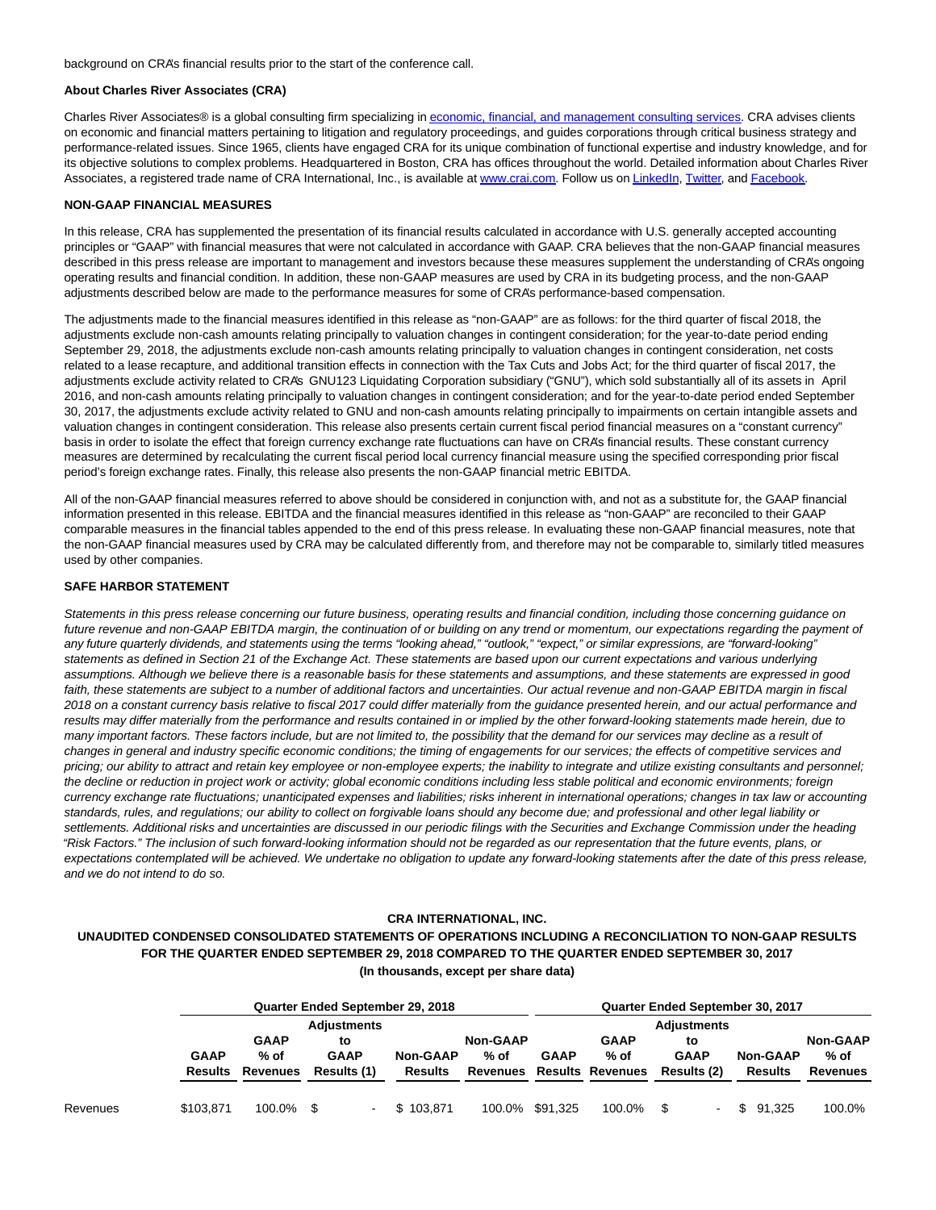background on CRA's financial results prior to the start of the conference call.

**About Charles River Associates (CRA)**

Charles River Associates® is a global consulting firm specializing in economic, financial, and management consulting services. CRA advises clients on economic and financial matters pertaining to litigation and regulatory proceedings, and guides corporations through critical business strategy and performance-related issues. Since 1965, clients have engaged CRA for its unique combination of functional expertise and industry knowledge, and for its objective solutions to complex problems. Headquartered in Boston, CRA has offices throughout the world. Detailed information about Charles River Associates, a registered trade name of CRA International, Inc., is available at www.crai.com. Follow us on LinkedIn, Twitter, and Facebook.

**NON-GAAP FINANCIAL MEASURES**

In this release, CRA has supplemented the presentation of its financial results calculated in accordance with U.S. generally accepted accounting principles or "GAAP" with financial measures that were not calculated in accordance with GAAP. CRA believes that the non-GAAP financial measures described in this press release are important to management and investors because these measures supplement the understanding of CRA's ongoing operating results and financial condition. In addition, these non-GAAP measures are used by CRA in its budgeting process, and the non-GAAP adjustments described below are made to the performance measures for some of CRA's performance-based compensation.

The adjustments made to the financial measures identified in this release as "non-GAAP" are as follows: for the third quarter of fiscal 2018, the adjustments exclude non-cash amounts relating principally to valuation changes in contingent consideration; for the year-to-date period ending September 29, 2018, the adjustments exclude non-cash amounts relating principally to valuation changes in contingent consideration, net costs related to a lease recapture, and additional transition effects in connection with the Tax Cuts and Jobs Act; for the third quarter of fiscal 2017, the adjustments exclude activity related to CRA's GNU123 Liquidating Corporation subsidiary ("GNU"), which sold substantially all of its assets in April 2016, and non-cash amounts relating principally to valuation changes in contingent consideration; and for the year-to-date period ended September 30, 2017, the adjustments exclude activity related to GNU and non-cash amounts relating principally to impairments on certain intangible assets and valuation changes in contingent consideration. This release also presents certain current fiscal period financial measures on a "constant currency" basis in order to isolate the effect that foreign currency exchange rate fluctuations can have on CRA's financial results. These constant currency measures are determined by recalculating the current fiscal period local currency financial measure using the specified corresponding prior fiscal period's foreign exchange rates. Finally, this release also presents the non-GAAP financial metric EBITDA.

All of the non-GAAP financial measures referred to above should be considered in conjunction with, and not as a substitute for, the GAAP financial information presented in this release. EBITDA and the financial measures identified in this release as "non-GAAP" are reconciled to their GAAP comparable measures in the financial tables appended to the end of this press release. In evaluating these non-GAAP financial measures, note that the non-GAAP financial measures used by CRA may be calculated differently from, and therefore may not be comparable to, similarly titled measures used by other companies.

**SAFE HARBOR STATEMENT**

*Statements in this press release concerning our future business, operating results and financial condition, including those concerning guidance on future revenue and non-GAAP EBITDA margin, the continuation of or building on any trend or momentum, our expectations regarding the payment of any future quarterly dividends, and statements using the terms "looking ahead," "outlook," "expect," or similar expressions, are "forward-looking" statements as defined in Section 21 of the Exchange Act. These statements are based upon our current expectations and various underlying assumptions. Although we believe there is a reasonable basis for these statements and assumptions, and these statements are expressed in good faith, these statements are subject to a number of additional factors and uncertainties. Our actual revenue and non-GAAP EBITDA margin in fiscal 2018 on a constant currency basis relative to fiscal 2017 could differ materially from the guidance presented herein, and our actual performance and results may differ materially from the performance and results contained in or implied by the other forward-looking statements made herein, due to many important factors. These factors include, but are not limited to, the possibility that the demand for our services may decline as a result of changes in general and industry specific economic conditions; the timing of engagements for our services; the effects of competitive services and pricing; our ability to attract and retain key employee or non-employee experts; the inability to integrate and utilize existing consultants and personnel; the decline or reduction in project work or activity; global economic conditions including less stable political and economic environments; foreign currency exchange rate fluctuations; unanticipated expenses and liabilities; risks inherent in international operations; changes in tax law or accounting standards, rules, and regulations; our ability to collect on forgivable loans should any become due; and professional and other legal liability or settlements. Additional risks and uncertainties are discussed in our periodic filings with the Securities and Exchange Commission under the heading "Risk Factors." The inclusion of such forward-looking information should not be regarded as our representation that the future events, plans, or expectations contemplated will be achieved. We undertake no obligation to update any forward-looking statements after the date of this press release, and we do not intend to do so.*

**CRA INTERNATIONAL, INC.**

**UNAUDITED CONDENSED CONSOLIDATED STATEMENTS OF OPERATIONS INCLUDING A RECONCILIATION TO NON-GAAP RESULTS FOR THE QUARTER ENDED SEPTEMBER 29, 2018 COMPARED TO THE QUARTER ENDED SEPTEMBER 30, 2017**

**(In thousands, except per share data)**

| | Quarter Ended September 29, 2018 | | | | | Quarter Ended September 30, 2017 | | | | |
|---|---|---|---|---|---|---|---|---|---|---|
| | GAAP Results | GAAP % of Revenues | Adjustments to GAAP Results (1) | Non-GAAP Results | Non-GAAP % of Revenues | GAAP Results | GAAP % of Revenues | Adjustments to GAAP Results (2) | Non-GAAP Results | Non-GAAP % of Revenues |
| Revenues | $103,871 | 100.0% | $ - | $ 103,871 | 100.0% | $91,325 | 100.0% | $ - | $ 91,325 | 100.0% |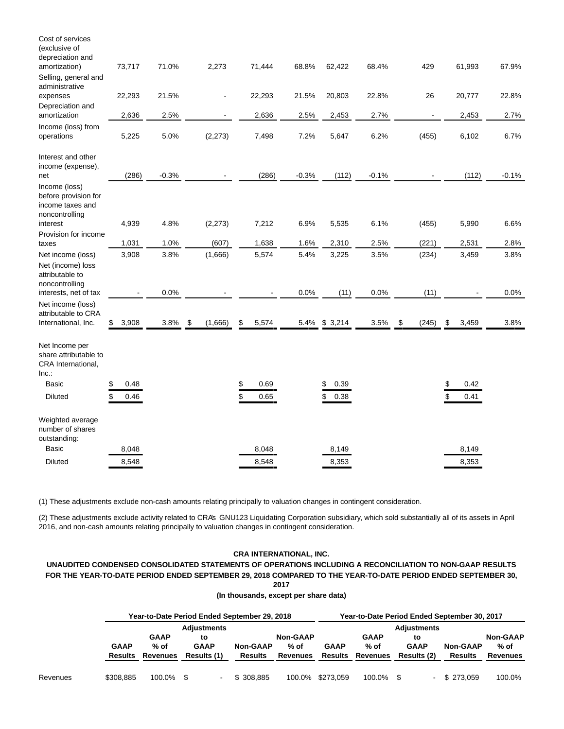| | | | | | | | | | | |
|---|---|---|---|---|---|---|---|---|---|---|
| Cost of services (exclusive of depreciation and amortization) | 73,717 | 71.0% | 2,273 | 71,444 | 68.8% | 62,422 | 68.4% | 429 | 61,993 | 67.9% |
| Selling, general and administrative expenses | 22,293 | 21.5% | - | 22,293 | 21.5% | 20,803 | 22.8% | 26 | 20,777 | 22.8% |
| Depreciation and amortization | 2,636 | 2.5% | - | 2,636 | 2.5% | 2,453 | 2.7% | - | 2,453 | 2.7% |
| Income (loss) from operations | 5,225 | 5.0% | (2,273) | 7,498 | 7.2% | 5,647 | 6.2% | (455) | 6,102 | 6.7% |
| Interest and other income (expense), net | (286) | -0.3% | - | (286) | -0.3% | (112) | -0.1% | - | (112) | -0.1% |
| Income (loss) before provision for income taxes and noncontrolling interest | 4,939 | 4.8% | (2,273) | 7,212 | 6.9% | 5,535 | 6.1% | (455) | 5,990 | 6.6% |
| Provision for income taxes | 1,031 | 1.0% | (607) | 1,638 | 1.6% | 2,310 | 2.5% | (221) | 2,531 | 2.8% |
| Net income (loss) | 3,908 | 3.8% | (1,666) | 5,574 | 5.4% | 3,225 | 3.5% | (234) | 3,459 | 3.8% |
| Net (income) loss attributable to noncontrolling interests, net of tax | - | 0.0% | - | - | 0.0% | (11) | 0.0% | (11) | - | 0.0% |
| Net income (loss) attributable to CRA International, Inc. | $ 3,908 | 3.8% | $ (1,666) | $ 5,574 | 5.4% | $ 3,214 | 3.5% | $ (245) | $ 3,459 | 3.8% |
| Net Income per share attributable to CRA International, Inc.: | | | | | | | | | | |
| Basic | $ 0.48 | | | $ 0.69 | | $ 0.39 | | | $ 0.42 | |
| Diluted | $ 0.46 | | | $ 0.65 | | $ 0.38 | | | $ 0.41 | |
| Weighted average number of shares outstanding: | | | | | | | | | | |
| Basic | 8,048 | | | 8,048 | | 8,149 | | | 8,149 | |
| Diluted | 8,548 | | | 8,548 | | 8,353 | | | 8,353 | |

(1) These adjustments exclude non-cash amounts relating principally to valuation changes in contingent consideration.

(2) These adjustments exclude activity related to CRA's GNU123 Liquidating Corporation subsidiary, which sold substantially all of its assets in April 2016, and non-cash amounts relating principally to valuation changes in contingent consideration.

**CRA INTERNATIONAL, INC.**

**UNAUDITED CONDENSED CONSOLIDATED STATEMENTS OF OPERATIONS INCLUDING A RECONCILIATION TO NON-GAAP RESULTS FOR THE YEAR-TO-DATE PERIOD ENDED SEPTEMBER 29, 2018 COMPARED TO THE YEAR-TO-DATE PERIOD ENDED SEPTEMBER 30, 2017**

**(In thousands, except per share data)**

| | Year-to-Date Period Ended September 29, 2018 | | | | | Year-to-Date Period Ended September 30, 2017 | | | | |
|---|---|---|---|---|---|---|---|---|---|---|
| | GAAP Results | GAAP % of Revenues | Adjustments to GAAP Results (1) | Non-GAAP Results | Non-GAAP % of Revenues | GAAP Results | GAAP % of Revenues | Adjustments to GAAP Results (2) | Non-GAAP Results | Non-GAAP % of Revenues |
| Revenues | $308,885 | 100.0% | $ - | $ 308,885 | 100.0% | $273,059 | 100.0% | $ - | $ 273,059 | 100.0% |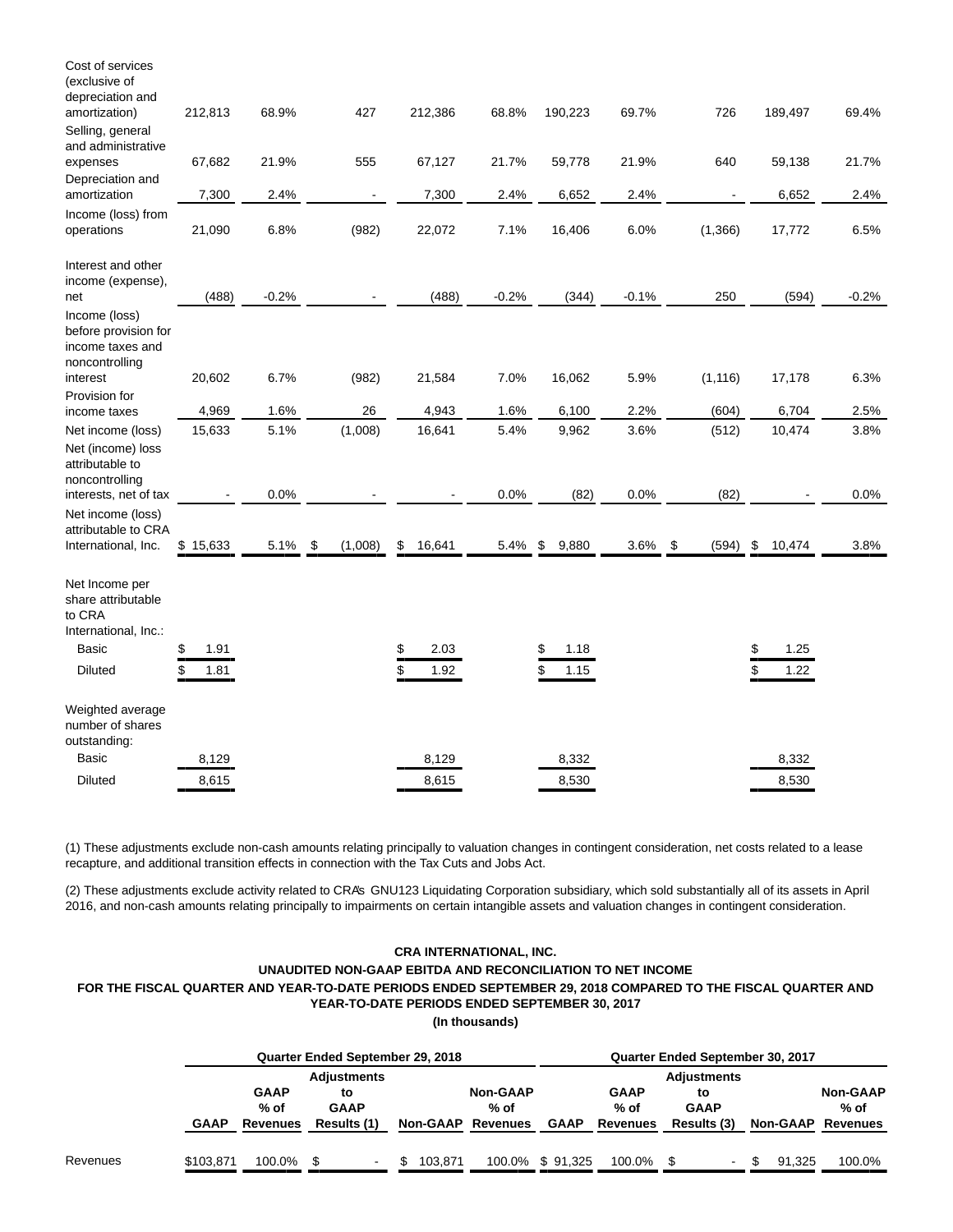| | | | | | | | | | | |
|---|---|---|---|---|---|---|---|---|---|---|
| Cost of services (exclusive of depreciation and amortization) | 212,813 | 68.9% | 427 | 212,386 | 68.8% | 190,223 | 69.7% | 726 | 189,497 | 69.4% |
| Selling, general and administrative expenses | 67,682 | 21.9% | 555 | 67,127 | 21.7% | 59,778 | 21.9% | 640 | 59,138 | 21.7% |
| Depreciation and amortization | 7,300 | 2.4% | - | 7,300 | 2.4% | 6,652 | 2.4% | - | 6,652 | 2.4% |
| Income (loss) from operations | 21,090 | 6.8% | (982) | 22,072 | 7.1% | 16,406 | 6.0% | (1,366) | 17,772 | 6.5% |
| Interest and other income (expense), net | (488) | -0.2% | - | (488) | -0.2% | (344) | -0.1% | 250 | (594) | -0.2% |
| Income (loss) before provision for income taxes and noncontrolling interest | 20,602 | 6.7% | (982) | 21,584 | 7.0% | 16,062 | 5.9% | (1,116) | 17,178 | 6.3% |
| Provision for income taxes | 4,969 | 1.6% | 26 | 4,943 | 1.6% | 6,100 | 2.2% | (604) | 6,704 | 2.5% |
| Net income (loss) | 15,633 | 5.1% | (1,008) | 16,641 | 5.4% | 9,962 | 3.6% | (512) | 10,474 | 3.8% |
| Net (income) loss attributable to noncontrolling interests, net of tax | - | 0.0% | - | - | 0.0% | (82) | 0.0% | (82) | - | 0.0% |
| Net income (loss) attributable to CRA International, Inc. | $ 15,633 | 5.1% | $ (1,008) | $ 16,641 | 5.4% | $ 9,880 | 3.6% | $ (594) | $ 10,474 | 3.8% |
| Net Income per share attributable to CRA International, Inc.: | | | | | | | | | | |
| Basic | $ 1.91 | | | $ 2.03 | | $ 1.18 | | | $ 1.25 | |
| Diluted | $ 1.81 | | | $ 1.92 | | $ 1.15 | | | $ 1.22 | |
| Weighted average number of shares outstanding: | | | | | | | | | | |
| Basic | 8,129 | | | 8,129 | | 8,332 | | | 8,332 | |
| Diluted | 8,615 | | | 8,615 | | 8,530 | | | 8,530 | |

(1) These adjustments exclude non-cash amounts relating principally to valuation changes in contingent consideration, net costs related to a lease recapture, and additional transition effects in connection with the Tax Cuts and Jobs Act.

(2) These adjustments exclude activity related to CRA's GNU123 Liquidating Corporation subsidiary, which sold substantially all of its assets in April 2016, and non-cash amounts relating principally to impairments on certain intangible assets and valuation changes in contingent consideration.

**CRA INTERNATIONAL, INC.**

**UNAUDITED NON-GAAP EBITDA AND RECONCILIATION TO NET INCOME**

**FOR THE FISCAL QUARTER AND YEAR-TO-DATE PERIODS ENDED SEPTEMBER 29, 2018 COMPARED TO THE FISCAL QUARTER AND YEAR-TO-DATE PERIODS ENDED SEPTEMBER 30, 2017**

**(In thousands)**

| | Quarter Ended September 29, 2018 | | | | | Quarter Ended September 30, 2017 | | | | |
|---|---|---|---|---|---|---|---|---|---|---|
| | GAAP | GAAP % of Revenues | Adjustments to GAAP Results (1) | Non-GAAP | Non-GAAP % of Revenues | GAAP | GAAP % of Revenues | Adjustments to GAAP Results (3) | Non-GAAP | Non-GAAP % of Revenues |
| Revenues | $103,871 | 100.0% | $ - | $ 103,871 | 100.0% | $ 91,325 | 100.0% | $ - | $ 91,325 | 100.0% |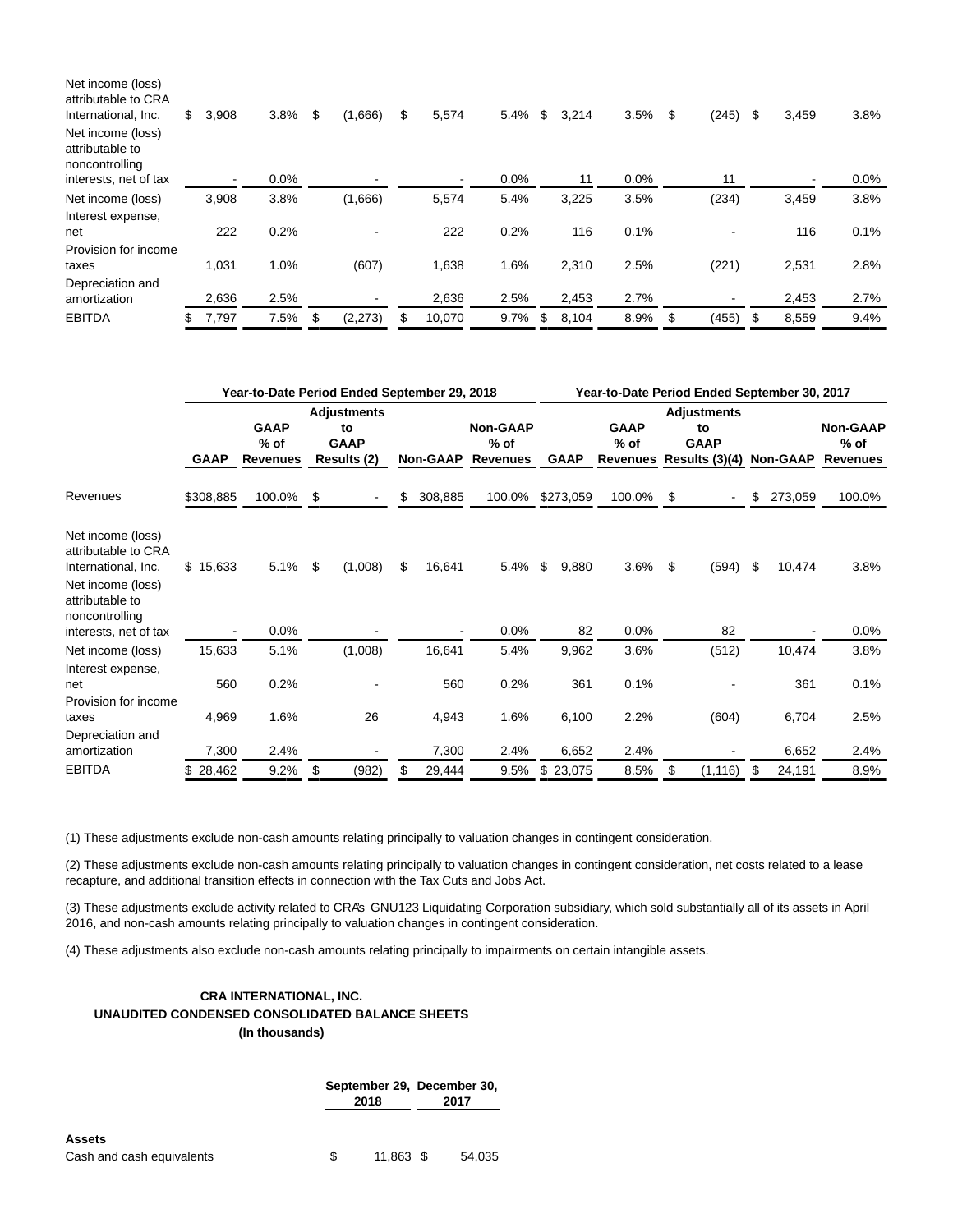| | | | | | | | | | | |
|---|---|---|---|---|---|---|---|---|---|---|
| Net income (loss) attributable to CRA International, Inc. | $ 3,908 | 3.8% | $ (1,666) | $ 5,574 | 5.4% | $ 3,214 | 3.5% | $ (245) | $ 3,459 | 3.8% |
| Net income (loss) attributable to noncontrolling interests, net of tax | - | 0.0% | - | - | 0.0% | 11 | 0.0% | 11 | - | 0.0% |
| Net income (loss) | 3,908 | 3.8% | (1,666) | 5,574 | 5.4% | 3,225 | 3.5% | (234) | 3,459 | 3.8% |
| Interest expense, net | 222 | 0.2% | - | 222 | 0.2% | 116 | 0.1% | - | 116 | 0.1% |
| Provision for income taxes | 1,031 | 1.0% | (607) | 1,638 | 1.6% | 2,310 | 2.5% | (221) | 2,531 | 2.8% |
| Depreciation and amortization | 2,636 | 2.5% | - | 2,636 | 2.5% | 2,453 | 2.7% | - | 2,453 | 2.7% |
| EBITDA | $ 7,797 | 7.5% | $ (2,273) | $ 10,070 | 9.7% | $ 8,104 | 8.9% | $ (455) | $ 8,559 | 9.4% |

| | Year-to-Date Period Ended September 29, 2018 | | | | | Year-to-Date Period Ended September 30, 2017 | | | | |
|---|---|---|---|---|---|---|---|---|---|---|
| | GAAP | GAAP % of Revenues | Adjustments to GAAP Results (2) | Non-GAAP | Non-GAAP % of Revenues | GAAP | GAAP % of Revenues | Adjustments to GAAP Results (3)(4) | Non-GAAP | Non-GAAP % of Revenues |
| Revenues | $308,885 | 100.0% | $ - | $ 308,885 | 100.0% | $273,059 | 100.0% | $ - | $ 273,059 | 100.0% |
| Net income (loss) attributable to CRA International, Inc. | $ 15,633 | 5.1% | $ (1,008) | $ 16,641 | 5.4% | $ 9,880 | 3.6% | $ (594) | $ 10,474 | 3.8% |
| Net income (loss) attributable to noncontrolling interests, net of tax | - | 0.0% | - | - | 0.0% | 82 | 0.0% | 82 | - | 0.0% |
| Net income (loss) | 15,633 | 5.1% | (1,008) | 16,641 | 5.4% | 9,962 | 3.6% | (512) | 10,474 | 3.8% |
| Interest expense, net | 560 | 0.2% | - | 560 | 0.2% | 361 | 0.1% | - | 361 | 0.1% |
| Provision for income taxes | 4,969 | 1.6% | 26 | 4,943 | 1.6% | 6,100 | 2.2% | (604) | 6,704 | 2.5% |
| Depreciation and amortization | 7,300 | 2.4% | - | 7,300 | 2.4% | 6,652 | 2.4% | - | 6,652 | 2.4% |
| EBITDA | $ 28,462 | 9.2% | $ (982) | $ 29,444 | 9.5% | $ 23,075 | 8.5% | $ (1,116) | $ 24,191 | 8.9% |

(1) These adjustments exclude non-cash amounts relating principally to valuation changes in contingent consideration.

(2) These adjustments exclude non-cash amounts relating principally to valuation changes in contingent consideration, net costs related to a lease recapture, and additional transition effects in connection with the Tax Cuts and Jobs Act.

(3) These adjustments exclude activity related to CRA's GNU123 Liquidating Corporation subsidiary, which sold substantially all of its assets in April 2016, and non-cash amounts relating principally to valuation changes in contingent consideration.

(4) These adjustments also exclude non-cash amounts relating principally to impairments on certain intangible assets.

**CRA INTERNATIONAL, INC.**
**UNAUDITED CONDENSED CONSOLIDATED BALANCE SHEETS**
**(In thousands)**

| | September 29, 2018 | December 30, 2017 |
|---|---|---|
| **Assets** | | |
| Cash and cash equivalents | $ 11,863 | $ 54,035 |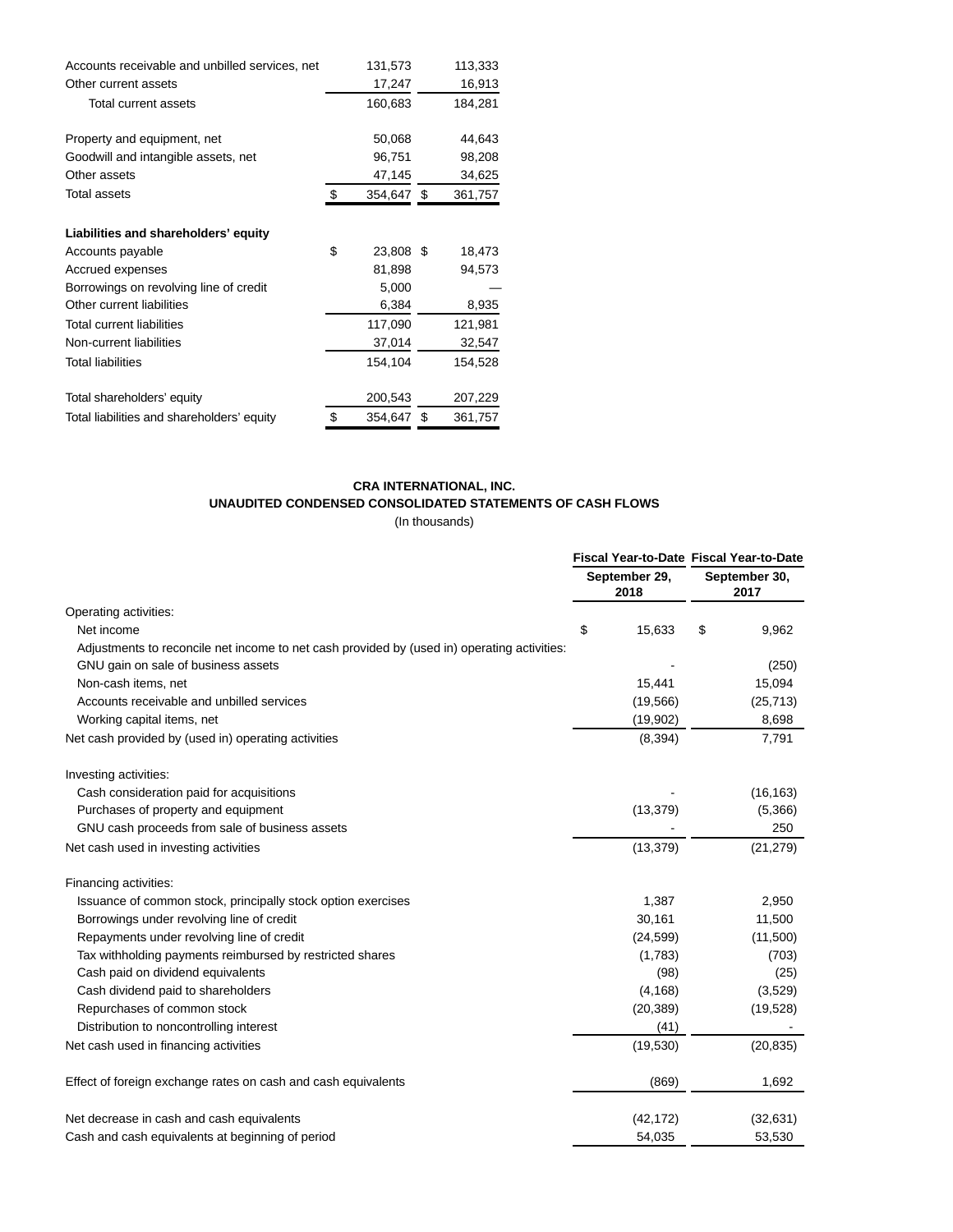| | | |
|---|---|---|
| Accounts receivable and unbilled services, net | 131,573 | 113,333 |
| Other current assets | 17,247 | 16,913 |
| Total current assets | 160,683 | 184,281 |
| | | |
| Property and equipment, net | 50,068 | 44,643 |
| Goodwill and intangible assets, net | 96,751 | 98,208 |
| Other assets | 47,145 | 34,625 |
| Total assets | $ 354,647 | $ 361,757 |
| | | |
| **Liabilities and shareholders' equity** | | |
| Accounts payable | $ 23,808 | $ 18,473 |
| Accrued expenses | 81,898 | 94,573 |
| Borrowings on revolving line of credit | 5,000 | — |
| Other current liabilities | 6,384 | 8,935 |
| Total current liabilities | 117,090 | 121,981 |
| Non-current liabilities | 37,014 | 32,547 |
| Total liabilities | 154,104 | 154,528 |
| | | |
| Total shareholders' equity | 200,543 | 207,229 |
| Total liabilities and shareholders' equity | $ 354,647 | $ 361,757 |

**CRA INTERNATIONAL, INC.**

**UNAUDITED CONDENSED CONSOLIDATED STATEMENTS OF CASH FLOWS**

(In thousands)

| | Fiscal Year-to-Date September 29, 2018 | Fiscal Year-to-Date September 30, 2017 |
|---|---|---|
| Operating activities: | | |
| Net income | $ 15,633 | $ 9,962 |
| Adjustments to reconcile net income to net cash provided by (used in) operating activities: | | |
| GNU gain on sale of business assets | - | (250) |
| Non-cash items, net | 15,441 | 15,094 |
| Accounts receivable and unbilled services | (19,566) | (25,713) |
| Working capital items, net | (19,902) | 8,698 |
| Net cash provided by (used in) operating activities | (8,394) | 7,791 |
| | | |
| Investing activities: | | |
| Cash consideration paid for acquisitions | - | (16,163) |
| Purchases of property and equipment | (13,379) | (5,366) |
| GNU cash proceeds from sale of business assets | - | 250 |
| Net cash used in investing activities | (13,379) | (21,279) |
| | | |
| Financing activities: | | |
| Issuance of common stock, principally stock option exercises | 1,387 | 2,950 |
| Borrowings under revolving line of credit | 30,161 | 11,500 |
| Repayments under revolving line of credit | (24,599) | (11,500) |
| Tax withholding payments reimbursed by restricted shares | (1,783) | (703) |
| Cash paid on dividend equivalents | (98) | (25) |
| Cash dividend paid to shareholders | (4,168) | (3,529) |
| Repurchases of common stock | (20,389) | (19,528) |
| Distribution to noncontrolling interest | (41) | - |
| Net cash used in financing activities | (19,530) | (20,835) |
| | | |
| Effect of foreign exchange rates on cash and cash equivalents | (869) | 1,692 |
| | | |
| Net decrease in cash and cash equivalents | (42,172) | (32,631) |
| Cash and cash equivalents at beginning of period | 54,035 | 53,530 |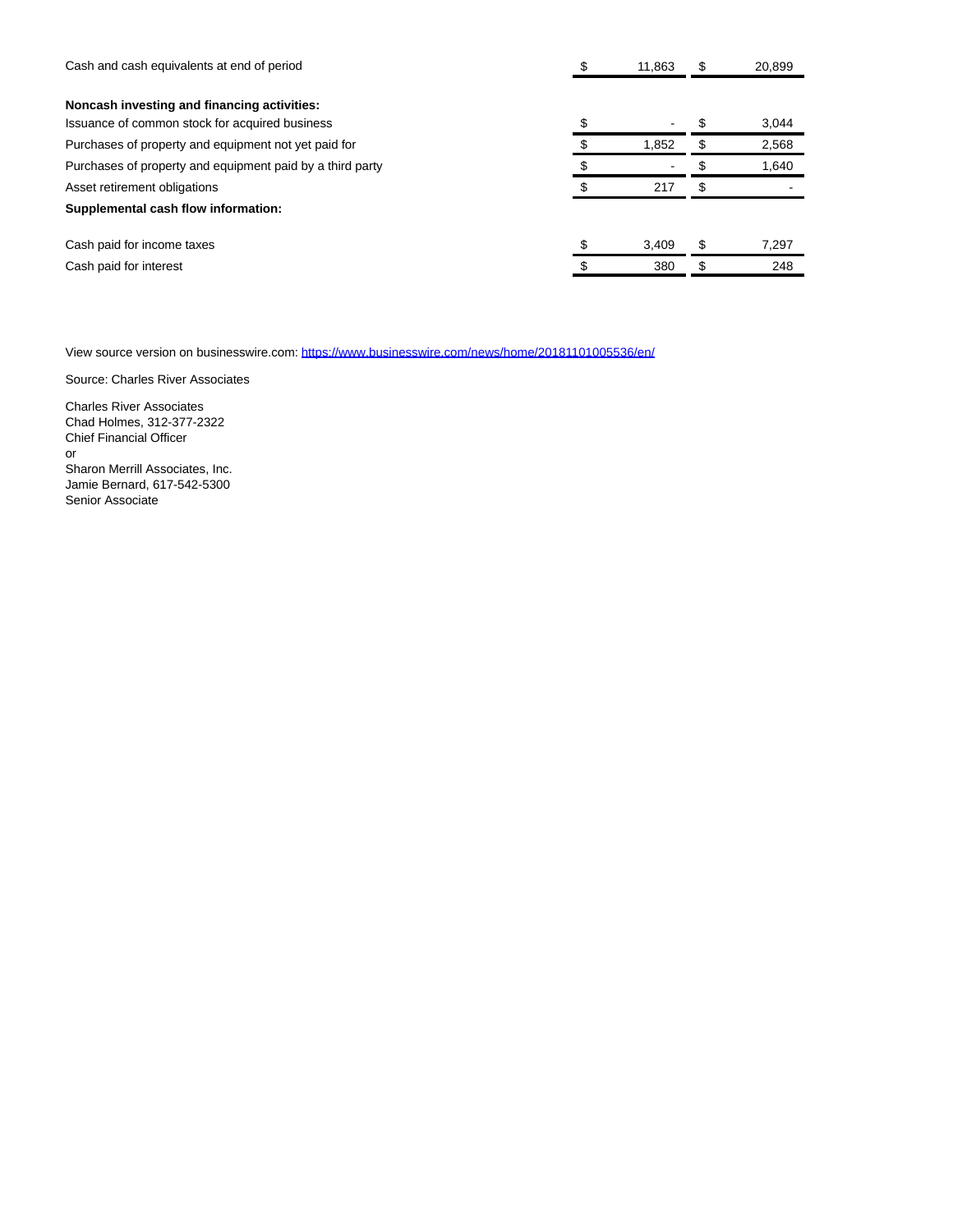| | | |
|---|---|---|
| Cash and cash equivalents at end of period | $ 11,863 | $ 20,899 |
| **Noncash investing and financing activities:** | | |
| Issuance of common stock for acquired business | $ - | $ 3,044 |
| Purchases of property and equipment not yet paid for | $ 1,852 | $ 2,568 |
| Purchases of property and equipment paid by a third party | $ - | $ 1,640 |
| Asset retirement obligations | $ 217 | $ - |
| **Supplemental cash flow information:** | | |
| Cash paid for income taxes | $ 3,409 | $ 7,297 |
| Cash paid for interest | $ 380 | $ 248 |

View source version on businesswire.com: https://www.businesswire.com/news/home/20181101005536/en/

Source: Charles River Associates

Charles River Associates
Chad Holmes, 312-377-2322
Chief Financial Officer
or
Sharon Merrill Associates, Inc.
Jamie Bernard, 617-542-5300
Senior Associate